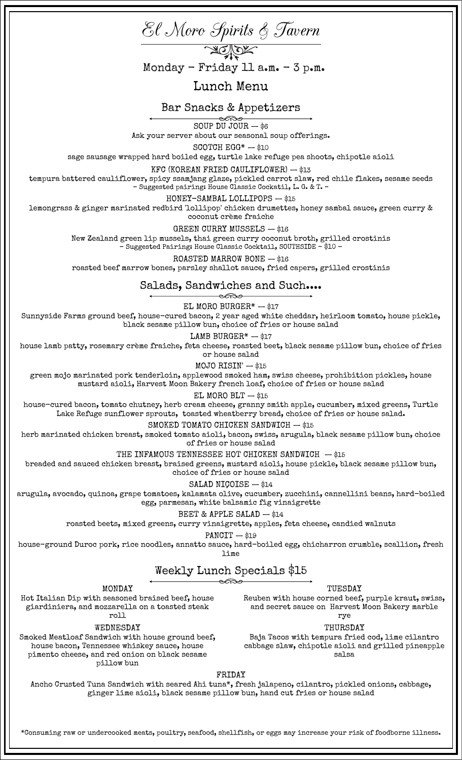# El Moro Spirits & Tavern

Monday - Friday 11 a.m. - 3 p.m.

## Lunch Menu

### Bar Snacks & Appetizers

SOUP DU JOUR — $6
Ask your server about our seasonal soup offerings.

SCOTCH EGG* — $10
sage sausage wrapped hard boiled egg, turtle lake refuge pea shoots, chipotle aioli

KFC (KOREAN FRIED CAULIFLOWER) — $13
tempura battered cauliflower, spicy ssamjang glaze, pickled carrot slaw, red chile flakes, sesame seeds
- Suggested pairing: House Classic Cockatil, L. G. & T. -

HONEY-SAMBAL LOLLIPOPS — $15
lemongrass & ginger marinated redbird 'lollipop' chicken drumettes, honey sambal sauce, green curry & coconut crème fraiche

GREEN CURRY MUSSELS — $16
New Zealand green lip mussels, thai green curry coconut broth, grilled crostinis
- Suggested Pairing: House Classic Cocktail, SOUTHSIDE - $10 -

ROASTED MARROW BONE — $16
roasted beef marrow bones, parsley shallot sauce, fried capers, grilled crostinis

### Salads, Sandwiches and Such....

EL MORO BURGER* — $17
Sunnyside Farms ground beef, house-cured bacon, 2 year aged white cheddar, heirloom tomato, house pickle, black sesame pillow bun, choice of fries or house salad

LAMB BURGER* — $17
house lamb patty, rosemary crème fraiche, feta cheese, roasted beet, black sesame pillow bun, choice of fries or house salad

MOJO RISIN' — $15
green mojo marinated pork tenderloin, applewood smoked ham, swiss cheese, prohibition pickles, house mustard aioli, Harvest Moon Bakery french loaf, choice of fries or house salad

EL MORO BLT — $15
house-cured bacon, tomato chutney, herb cream cheese, granny smith apple, cucumber, mixed greens, Turtle Lake Refuge sunflower sprouts, toasted wheatberry bread, choice of fries or house salad.

SMOKED TOMATO CHICKEN SANDWICH — $15
herb marinated chicken breast, smoked tomato aioli, bacon, swiss, arugula, black sesame pillow bun, choice of fries or house salad

THE INFAMOUS TENNESSEE HOT CHICKEN SANDWICH — $15
breaded and sauced chicken breast, braised greens, mustard aioli, house pickle, black sesame pillow bun, choice of fries or house salad

SALAD NIÇOISE — $14
arugula, avocado, quinoa, grape tomatoes, kalamata olive, cucumber, zucchini, cannellini beans, hard-boiled egg, parmesan, white balsamic fig vinaigrette

BEET & APPLE SALAD — $14
roasted beets, mixed greens, curry vinaigrette, apples, feta cheese, candied walnuts

PANCIT — $19
house-ground Duroc pork, rice noodles, annatto sauce, hard-boiled egg, chicharron crumble, scallion, fresh lime

### Weekly Lunch Specials $15

MONDAY
Hot Italian Dip with seasoned braised beef, house giardiniera, and mozzarella on a toasted steak roll

TUESDAY
Reuben with house corned beef, purple kraut, swiss, and secret sauce on Harvest Moon Bakery marble rye

WEDNESDAY
Smoked Meatloaf Sandwich with house ground beef, house bacon, Tennessee whiskey sauce, house pimento cheese, and red onion on black sesame pillow bun

THURSDAY
Baja Tacos with tempura fried cod, lime cilantro cabbage slaw, chipotle aioli and grilled pineapple salsa

FRIDAY
Ancho Crusted Tuna Sandwich with seared Ahi tuna*, fresh jalapeno, cilantro, pickled onions, cabbage, ginger lime aioli, black sesame pillow bun, hand cut fries or house salad

*Consuming raw or undercooked meats, poultry, seafood, shellfish, or eggs may increase your risk of foodborne illness.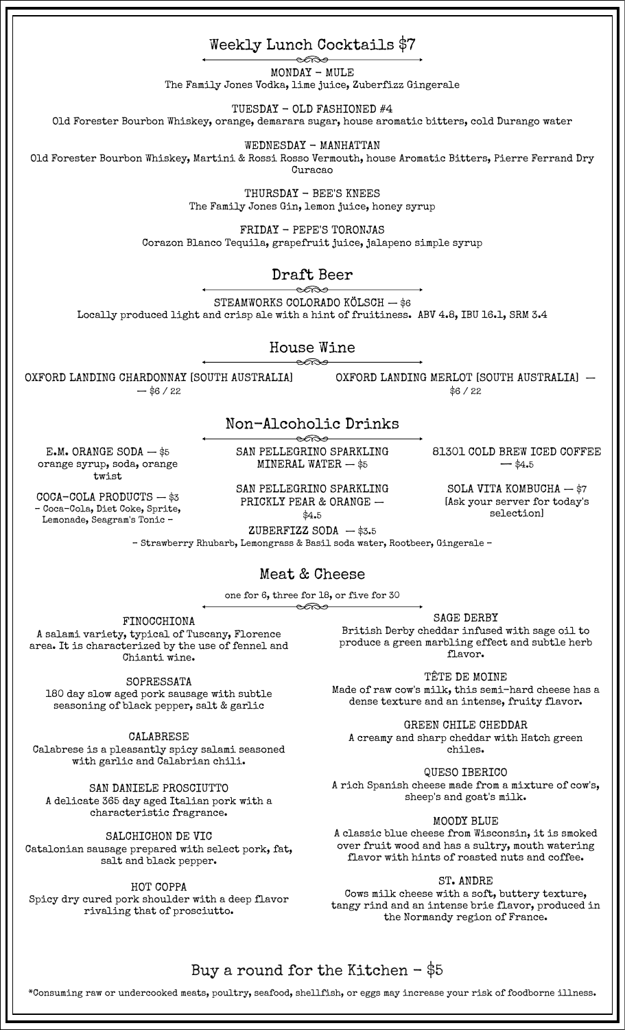## Weekly Lunch Cocktails $7

MONDAY – MULE
The Family Jones Vodka, lime juice, Zuberfizz Gingerale

TUESDAY – OLD FASHIONED #4
Old Forester Bourbon Whiskey, orange, demarara sugar, house aromatic bitters, cold Durango water

WEDNESDAY – MANHATTAN
Old Forester Bourbon Whiskey, Martini & Rossi Rosso Vermouth, house Aromatic Bitters, Pierre Ferrand Dry Curacao

THURSDAY – BEE'S KNEES
The Family Jones Gin, lemon juice, honey syrup

FRIDAY – PEPE'S TORONJAS
Corazon Blanco Tequila, grapefruit juice, jalapeno simple syrup

## Draft Beer

STEAMWORKS COLORADO KÖLSCH — $6
Locally produced light and crisp ale with a hint of fruitiness. ABV 4.8, IBU 16.1, SRM 3.4

## House Wine

OXFORD LANDING CHARDONNAY [SOUTH AUSTRALIA] — $6 / 22

OXFORD LANDING MERLOT [SOUTH AUSTRALIA] — $6 / 22

## Non-Alcoholic Drinks

E.M. ORANGE SODA — $5
orange syrup, soda, orange twist

COCA-COLA PRODUCTS — $3
– Coca-Cola, Diet Coke, Sprite, Lemonade, Seagram's Tonic –

SAN PELLEGRINO SPARKLING MINERAL WATER — $5

SAN PELLEGRINO SPARKLING PRICKLY PEAR & ORANGE — $4.5

81301 COLD BREW ICED COFFEE — $4.5

SOLA VITA KOMBUCHA — $7
[Ask your server for today's selection]

ZUBERFIZZ SODA — $3.5
– Strawberry Rhubarb, Lemongrass & Basil soda water, Rootbeer, Gingerale –

## Meat & Cheese

one for 6, three for 18, or five for 30

FINOCCHIONA
A salami variety, typical of Tuscany, Florence area. It is characterized by the use of fennel and Chianti wine.

SOPRESSATA
180 day slow aged pork sausage with subtle seasoning of black pepper, salt & garlic

CALABRESE
Calabrese is a pleasantly spicy salami seasoned with garlic and Calabrian chili.

SAN DANIELE PROSCIUTTO
A delicate 365 day aged Italian pork with a characteristic fragrance.

SALCHICHON DE VIC
Catalonian sausage prepared with select pork, fat, salt and black pepper.

HOT COPPA
Spicy dry cured pork shoulder with a deep flavor rivaling that of prosciutto.

SAGE DERBY
British Derby cheddar infused with sage oil to produce a green marbling effect and subtle herb flavor.

TÊTE DE MOINE
Made of raw cow's milk, this semi-hard cheese has a dense texture and an intense, fruity flavor.

GREEN CHILE CHEDDAR
A creamy and sharp cheddar with Hatch green chiles.

QUESO IBERICO
A rich Spanish cheese made from a mixture of cow's, sheep's and goat's milk.

MOODY BLUE
A classic blue cheese from Wisconsin, it is smoked over fruit wood and has a sultry, mouth watering flavor with hints of roasted nuts and coffee.

ST. ANDRE
Cows milk cheese with a soft, buttery texture, tangy rind and an intense brie flavor, produced in the Normandy region of France.

## Buy a round for the Kitchen – $5

*Consuming raw or undercooked meats, poultry, seafood, shellfish, or eggs may increase your risk of foodborne illness.